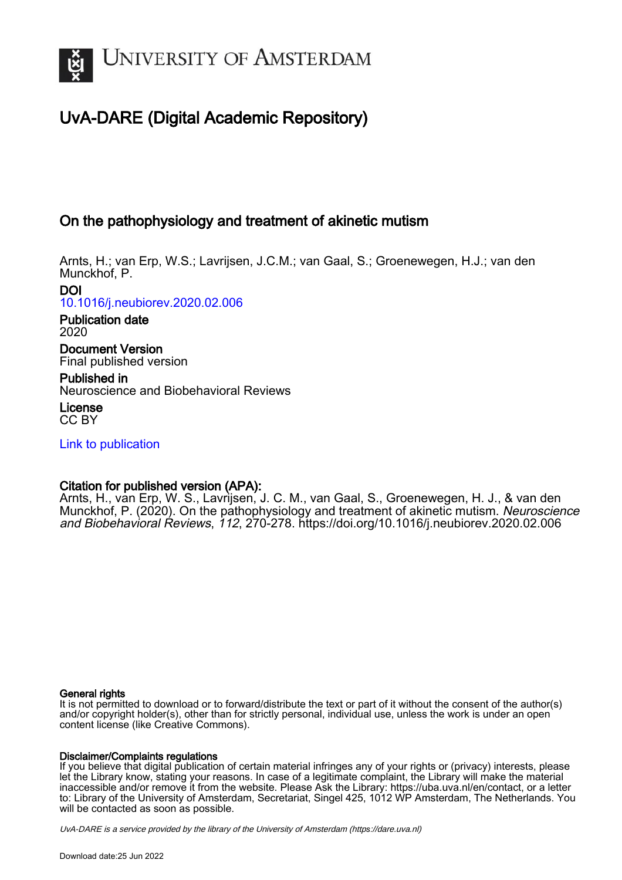UNIVERSITY OF AMSTERDAM

# UvA-DARE (Digital Academic Repository)

## On the pathophysiology and treatment of akinetic mutism

Arnts, H.; van Erp, W.S.; Lavrijsen, J.C.M.; van Gaal, S.; Groenewegen, H.J.; van den Munckhof, P.

**DOI**
10.1016/j.neubiorev.2020.02.006

**Publication date**
2020

**Document Version**
Final published version

**Published in**
Neuroscience and Biobehavioral Reviews

**License**
CC BY

Link to publication

**Citation for published version (APA):**
Arnts, H., van Erp, W. S., Lavrijsen, J. C. M., van Gaal, S., Groenewegen, H. J., & van den Munckhof, P. (2020). On the pathophysiology and treatment of akinetic mutism. *Neuroscience and Biobehavioral Reviews*, *112*, 270-278. https://doi.org/10.1016/j.neubiorev.2020.02.006

**General rights**
It is not permitted to download or to forward/distribute the text or part of it without the consent of the author(s) and/or copyright holder(s), other than for strictly personal, individual use, unless the work is under an open content license (like Creative Commons).

**Disclaimer/Complaints regulations**
If you believe that digital publication of certain material infringes any of your rights or (privacy) interests, please let the Library know, stating your reasons. In case of a legitimate complaint, the Library will make the material inaccessible and/or remove it from the website. Please Ask the Library: https://uba.uva.nl/en/contact, or a letter to: Library of the University of Amsterdam, Secretariat, Singel 425, 1012 WP Amsterdam, The Netherlands. You will be contacted as soon as possible.

*UvA-DARE is a service provided by the library of the University of Amsterdam (https://dare.uva.nl)*

Download date:25 Jun 2022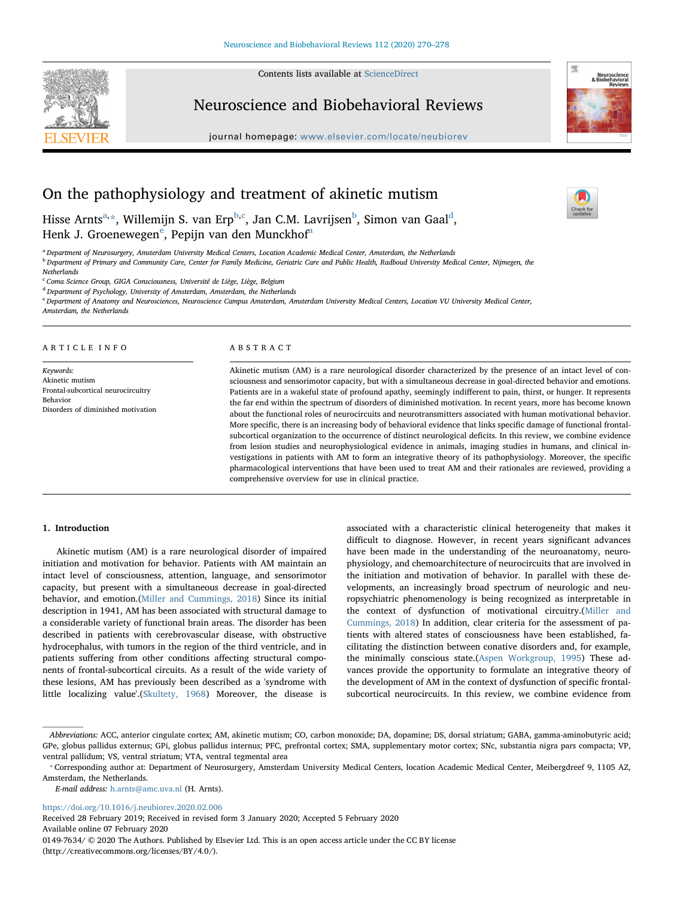# On the pathophysiology and treatment of akinetic mutism

Hisse Arnts[a,*], Willemijn S. van Erp[b,c], Jan C.M. Lavrijsen[b], Simon van Gaal[d], Henk J. Groenewegen[e], Pepijn van den Munckhof[a]

[a] Department of Neurosurgery, Amsterdam University Medical Centers, Location Academic Medical Center, Amsterdam, the Netherlands
[b] Department of Primary and Community Care, Center for Family Medicine, Geriatric Care and Public Health, Radboud University Medical Center, Nijmegen, the Netherlands
[c] Coma Science Group, GIGA Consciousness, Université de Liège, Liège, Belgium
[d] Department of Psychology, University of Amsterdam, Amsterdam, the Netherlands
[e] Department of Anatomy and Neurosciences, Neuroscience Campus Amsterdam, Amsterdam University Medical Centers, Location VU University Medical Center, Amsterdam, the Netherlands

## ARTICLE INFO

*Keywords:*
Akinetic mutism
Frontal-subcortical neurocircuitry
Behavior
Disorders of diminished motivation

## ABSTRACT

Akinetic mutism (AM) is a rare neurological disorder characterized by the presence of an intact level of consciousness and sensorimotor capacity, but with a simultaneous decrease in goal-directed behavior and emotions. Patients are in a wakeful state of profound apathy, seemingly indifferent to pain, thirst, or hunger. It represents the far end within the spectrum of disorders of diminished motivation. In recent years, more has become known about the functional roles of neurocircuits and neurotransmitters associated with human motivational behavior. More specific, there is an increasing body of behavioral evidence that links specific damage of functional frontal-subcortical organization to the occurrence of distinct neurological deficits. In this review, we combine evidence from lesion studies and neurophysiological evidence in animals, imaging studies in humans, and clinical investigations in patients with AM to form an integrative theory of its pathophysiology. Moreover, the specific pharmacological interventions that have been used to treat AM and their rationales are reviewed, providing a comprehensive overview for use in clinical practice.

## 1. Introduction

Akinetic mutism (AM) is a rare neurological disorder of impaired initiation and motivation for behavior. Patients with AM maintain an intact level of consciousness, attention, language, and sensorimotor capacity, but present with a simultaneous decrease in goal-directed behavior, and emotion.(Miller and Cummings, 2018) Since its initial description in 1941, AM has been associated with structural damage to a considerable variety of functional brain areas. The disorder has been described in patients with cerebrovascular disease, with obstructive hydrocephalus, with tumors in the region of the third ventricle, and in patients suffering from other conditions affecting structural components of frontal-subcortical circuits. As a result of the wide variety of these lesions, AM has previously been described as a 'syndrome with little localizing value'.(Skultety, 1968) Moreover, the disease is associated with a characteristic clinical heterogeneity that makes it difficult to diagnose. However, in recent years significant advances have been made in the understanding of the neuroanatomy, neurophysiology, and chemoarchitecture of neurocircuits that are involved in the initiation and motivation of behavior. In parallel with these developments, an increasingly broad spectrum of neurologic and neuropsychiatric phenomenology is being recognized as interpretable in the context of dysfunction of motivational circuitry.(Miller and Cummings, 2018) In addition, clear criteria for the assessment of patients with altered states of consciousness have been established, facilitating the distinction between conative disorders and, for example, the minimally conscious state.(Aspen Workgroup, 1995) These advances provide the opportunity to formulate an integrative theory of the development of AM in the context of dysfunction of specific frontal-subcortical neurocircuits. In this review, we combine evidence from

*Abbreviations:* ACC, anterior cingulate cortex; AM, akinetic mutism; CO, carbon monoxide; DA, dopamine; DS, dorsal striatum; GABA, gamma-aminobutyric acid; GPe, globus pallidus externus; GPi, globus pallidus internus; PFC, prefrontal cortex; SMA, supplementary motor cortex; SNc, substantia nigra pars compacta; VP, ventral pallidum; VS, ventral striatum; VTA, ventral tegmental area

* Corresponding author at: Department of Neurosurgery, Amsterdam University Medical Centers, location Academic Medical Center, Meibergdreef 9, 1105 AZ, Amsterdam, the Netherlands.
*E-mail address:* h.arnts@amc.uva.nl (H. Arnts).

https://doi.org/10.1016/j.neubiorev.2020.02.006
Received 28 February 2019; Received in revised form 3 January 2020; Accepted 5 February 2020
Available online 07 February 2020
0149-7634/ © 2020 The Authors. Published by Elsevier Ltd. This is an open access article under the CC BY license (http://creativecommons.org/licenses/BY/4.0/).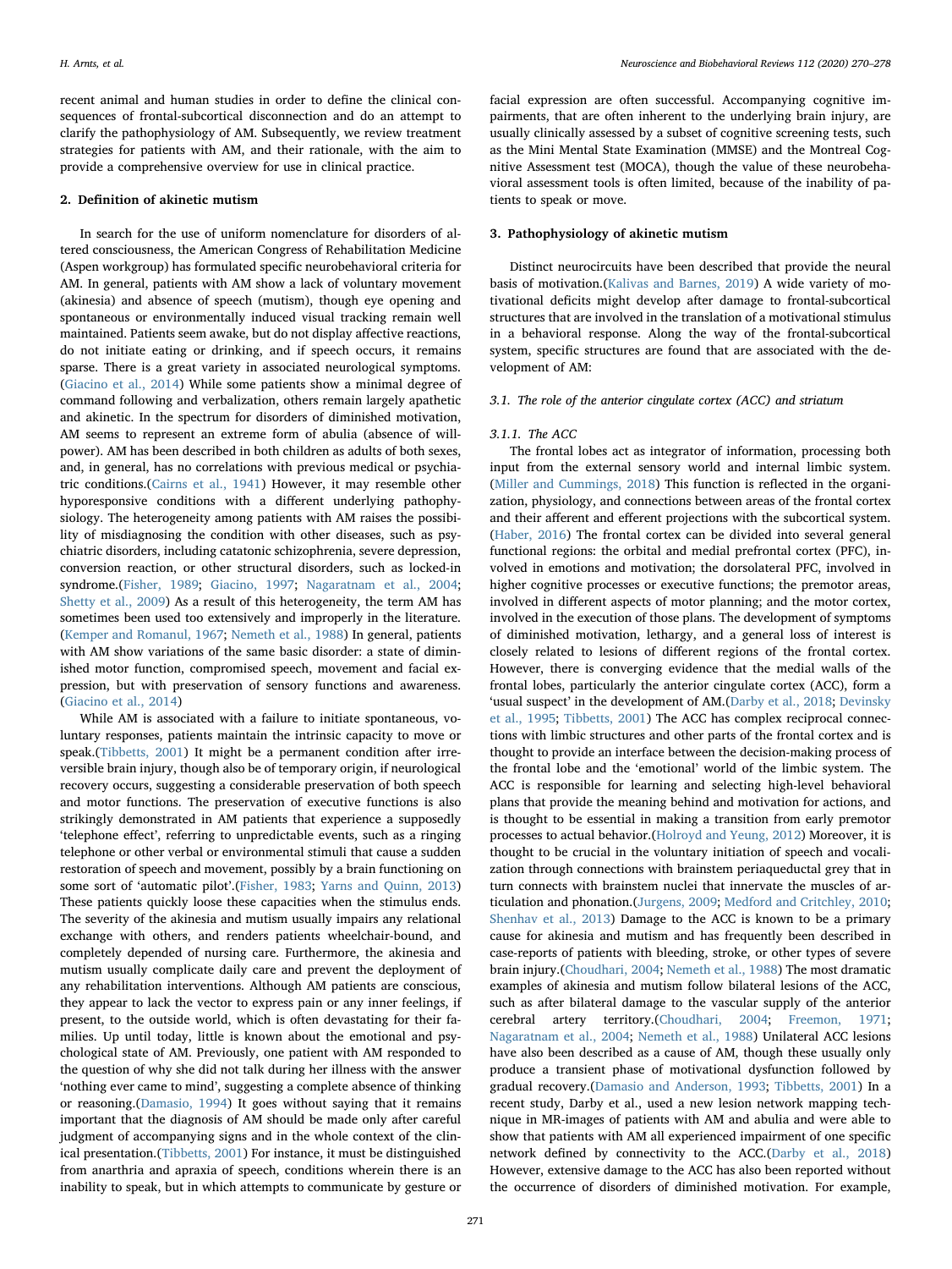recent animal and human studies in order to define the clinical consequences of frontal-subcortical disconnection and do an attempt to clarify the pathophysiology of AM. Subsequently, we review treatment strategies for patients with AM, and their rationale, with the aim to provide a comprehensive overview for use in clinical practice.

## 2. Definition of akinetic mutism

In search for the use of uniform nomenclature for disorders of altered consciousness, the American Congress of Rehabilitation Medicine (Aspen workgroup) has formulated specific neurobehavioral criteria for AM. In general, patients with AM show a lack of voluntary movement (akinesia) and absence of speech (mutism), though eye opening and spontaneous or environmentally induced visual tracking remain well maintained. Patients seem awake, but do not display affective reactions, do not initiate eating or drinking, and if speech occurs, it remains sparse. There is a great variety in associated neurological symptoms. (Giacino et al., 2014) While some patients show a minimal degree of command following and verbalization, others remain largely apathetic and akinetic. In the spectrum for disorders of diminished motivation, AM seems to represent an extreme form of abulia (absence of willpower). AM has been described in both children as adults of both sexes, and, in general, has no correlations with previous medical or psychiatric conditions.(Cairns et al., 1941) However, it may resemble other hyporesponsive conditions with a different underlying pathophysiology. The heterogeneity among patients with AM raises the possibility of misdiagnosing the condition with other diseases, such as psychiatric disorders, including catatonic schizophrenia, severe depression, conversion reaction, or other structural disorders, such as locked-in syndrome.(Fisher, 1989; Giacino, 1997; Nagaratnam et al., 2004; Shetty et al., 2009) As a result of this heterogeneity, the term AM has sometimes been used too extensively and improperly in the literature. (Kemper and Romanul, 1967; Nemeth et al., 1988) In general, patients with AM show variations of the same basic disorder: a state of diminished motor function, compromised speech, movement and facial expression, but with preservation of sensory functions and awareness. (Giacino et al., 2014)

While AM is associated with a failure to initiate spontaneous, voluntary responses, patients maintain the intrinsic capacity to move or speak.(Tibbetts, 2001) It might be a permanent condition after irreversible brain injury, though also be of temporary origin, if neurological recovery occurs, suggesting a considerable preservation of both speech and motor functions. The preservation of executive functions is also strikingly demonstrated in AM patients that experience a supposedly 'telephone effect', referring to unpredictable events, such as a ringing telephone or other verbal or environmental stimuli that cause a sudden restoration of speech and movement, possibly by a brain functioning on some sort of 'automatic pilot'.(Fisher, 1983; Yarns and Quinn, 2013) These patients quickly loose these capacities when the stimulus ends. The severity of the akinesia and mutism usually impairs any relational exchange with others, and renders patients wheelchair-bound, and completely depended of nursing care. Furthermore, the akinesia and mutism usually complicate daily care and prevent the deployment of any rehabilitation interventions. Although AM patients are conscious, they appear to lack the vector to express pain or any inner feelings, if present, to the outside world, which is often devastating for their families. Up until today, little is known about the emotional and psychological state of AM. Previously, one patient with AM responded to the question of why she did not talk during her illness with the answer 'nothing ever came to mind', suggesting a complete absence of thinking or reasoning.(Damasio, 1994) It goes without saying that it remains important that the diagnosis of AM should be made only after careful judgment of accompanying signs and in the whole context of the clinical presentation.(Tibbetts, 2001) For instance, it must be distinguished from anarthria and apraxia of speech, conditions wherein there is an inability to speak, but in which attempts to communicate by gesture or facial expression are often successful. Accompanying cognitive impairments, that are often inherent to the underlying brain injury, are usually clinically assessed by a subset of cognitive screening tests, such as the Mini Mental State Examination (MMSE) and the Montreal Cognitive Assessment test (MOCA), though the value of these neurobehavioral assessment tools is often limited, because of the inability of patients to speak or move.

## 3. Pathophysiology of akinetic mutism

Distinct neurocircuits have been described that provide the neural basis of motivation.(Kalivas and Barnes, 2019) A wide variety of motivational deficits might develop after damage to frontal-subcortical structures that are involved in the translation of a motivational stimulus in a behavioral response. Along the way of the frontal-subcortical system, specific structures are found that are associated with the development of AM:

### 3.1. The role of the anterior cingulate cortex (ACC) and striatum

#### 3.1.1. The ACC

The frontal lobes act as integrator of information, processing both input from the external sensory world and internal limbic system. (Miller and Cummings, 2018) This function is reflected in the organization, physiology, and connections between areas of the frontal cortex and their afferent and efferent projections with the subcortical system. (Haber, 2016) The frontal cortex can be divided into several general functional regions: the orbital and medial prefrontal cortex (PFC), involved in emotions and motivation; the dorsolateral PFC, involved in higher cognitive processes or executive functions; the premotor areas, involved in different aspects of motor planning; and the motor cortex, involved in the execution of those plans. The development of symptoms of diminished motivation, lethargy, and a general loss of interest is closely related to lesions of different regions of the frontal cortex. However, there is converging evidence that the medial walls of the frontal lobes, particularly the anterior cingulate cortex (ACC), form a 'usual suspect' in the development of AM.(Darby et al., 2018; Devinsky et al., 1995; Tibbetts, 2001) The ACC has complex reciprocal connections with limbic structures and other parts of the frontal cortex and is thought to provide an interface between the decision-making process of the frontal lobe and the 'emotional' world of the limbic system. The ACC is responsible for learning and selecting high-level behavioral plans that provide the meaning behind and motivation for actions, and is thought to be essential in making a transition from early premotor processes to actual behavior.(Holroyd and Yeung, 2012) Moreover, it is thought to be crucial in the voluntary initiation of speech and vocalization through connections with brainstem periaqueductal grey that in turn connects with brainstem nuclei that innervate the muscles of articulation and phonation.(Jurgens, 2009; Medford and Critchley, 2010; Shenhav et al., 2013) Damage to the ACC is known to be a primary cause for akinesia and mutism and has frequently been described in case-reports of patients with bleeding, stroke, or other types of severe brain injury.(Choudhari, 2004; Nemeth et al., 1988) The most dramatic examples of akinesia and mutism follow bilateral lesions of the ACC, such as after bilateral damage to the vascular supply of the anterior cerebral artery territory.(Choudhari, 2004; Freemon, 1971; Nagaratnam et al., 2004; Nemeth et al., 1988) Unilateral ACC lesions have also been described as a cause of AM, though these usually only produce a transient phase of motivational dysfunction followed by gradual recovery.(Damasio and Anderson, 1993; Tibbetts, 2001) In a recent study, Darby et al., used a new lesion network mapping technique in MR-images of patients with AM and abulia and were able to show that patients with AM all experienced impairment of one specific network defined by connectivity to the ACC.(Darby et al., 2018) However, extensive damage to the ACC has also been reported without the occurrence of disorders of diminished motivation. For example,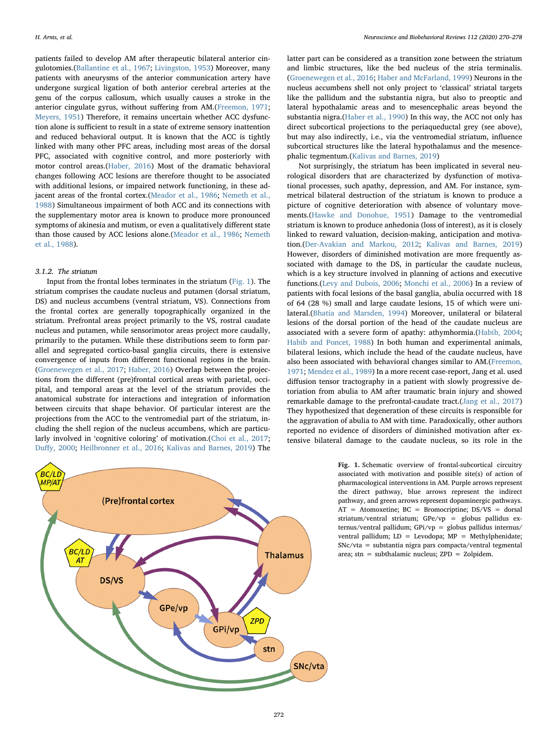patients failed to develop AM after therapeutic bilateral anterior cingulotomies.(Ballantine et al., 1967; Livingston, 1953) Moreover, many patients with aneurysms of the anterior communication artery have undergone surgical ligation of both anterior cerebral arteries at the genu of the corpus callosum, which usually causes a stroke in the anterior cingulate gyrus, without suffering from AM.(Freemon, 1971; Meyers, 1951) Therefore, it remains uncertain whether ACC dysfunction alone is sufficient to result in a state of extreme sensory inattention and reduced behavioral output. It is known that the ACC is tightly linked with many other PFC areas, including most areas of the dorsal PFC, associated with cognitive control, and more posteriorly with motor control areas.(Haber, 2016) Most of the dramatic behavioral changes following ACC lesions are therefore thought to be associated with additional lesions, or impaired network functioning, in these adjacent areas of the frontal cortex.(Meador et al., 1986; Nemeth et al., 1988) Simultaneous impairment of both ACC and its connections with the supplementary motor area is known to produce more pronounced symptoms of akinesia and mutism, or even a qualitatively different state than those caused by ACC lesions alone.(Meador et al., 1986; Nemeth et al., 1988).

### 3.1.2. The striatum

Input from the frontal lobes terminates in the striatum (Fig. 1). The striatum comprises the caudate nucleus and putamen (dorsal striatum, DS) and nucleus accumbens (ventral striatum, VS). Connections from the frontal cortex are generally topographically organized in the striatum. Prefrontal areas project primarily to the VS, rostral caudate nucleus and putamen, while sensorimotor areas project more caudally, primarily to the putamen. While these distributions seem to form parallel and segregated cortico-basal ganglia circuits, there is extensive convergence of inputs from different functional regions in the brain.(Groenewegen et al., 2017; Haber, 2016) Overlap between the projections from the different (pre)frontal cortical areas with parietal, occipital, and temporal areas at the level of the striatum provides the anatomical substrate for interactions and integration of information between circuits that shape behavior. Of particular interest are the projections from the ACC to the ventromedial part of the striatum, including the shell region of the nucleus accumbens, which are particularly involved in 'cognitive coloring' of motivation.(Choi et al., 2017; Duffy, 2000; Heilbronner et al., 2016; Kalivas and Barnes, 2019) The latter part can be considered as a transition zone between the striatum and limbic structures, like the bed nucleus of the stria terminalis.(Groenewegen et al., 2016; Haber and McFarland, 1999) Neurons in the nucleus accumbens shell not only project to 'classical' striatal targets like the pallidum and the substantia nigra, but also to preoptic and lateral hypothalamic areas and to mesencephalic areas beyond the substantia nigra.(Haber et al., 1990) In this way, the ACC not only has direct subcortical projections to the periaqueductal grey (see above), but may also indirectly, i.e., via the ventromedial striatum, influence subcortical structures like the lateral hypothalamus and the mesencephalic tegmentum.(Kalivas and Barnes, 2019)

Not surprisingly, the striatum has been implicated in several neurological disorders that are characterized by dysfunction of motivational processes, such apathy, depression, and AM. For instance, symmetrical bilateral destruction of the striatum is known to produce a picture of cognitive deterioration with absence of voluntary movements.(Hawke and Donohue, 1951) Damage to the ventromedial striatum is known to produce anhedonia (loss of interest), as it is closely linked to reward valuation, decision-making, anticipation and motivation.(Der-Avakian and Markou, 2012; Kalivas and Barnes, 2019) However, disorders of diminished motivation are more frequently associated with damage to the DS, in particular the caudate nucleus, which is a key structure involved in planning of actions and executive functions.(Levy and Dubois, 2006; Monchi et al., 2006) In a review of patients with focal lesions of the basal ganglia, abulia occurred with 18 of 64 (28 %) small and large caudate lesions, 15 of which were unilateral.(Bhatia and Marsden, 1994) Moreover, unilateral or bilateral lesions of the dorsal portion of the head of the caudate nucleus are associated with a severe form of apathy: athymhormia.(Habib, 2004; Habib and Poncet, 1988) In both human and experimental animals, bilateral lesions, which include the head of the caudate nucleus, have also been associated with behavioral changes similar to AM.(Freemon, 1971; Mendez et al., 1989) In a more recent case-report, Jang et al. used diffusion tensor tractography in a patient with slowly progressive deterioration from abulia to AM after traumatic brain injury and showed remarkable damage to the prefrontal-caudate tract.(Jang et al., 2017) They hypothesized that degeneration of these circuits is responsible for the aggravation of abulia to AM with time. Paradoxically, other authors reported no evidence of disorders of diminished motivation after extensive bilateral damage to the caudate nucleus, so its role in the

**Fig. 1.** Schematic overview of frontal-subcortical circuitry associated with motivation and possible site(s) of action of pharmacological interventions in AM. Purple arrows represent the direct pathway, blue arrows represent the indirect pathway, and green arrows represent dopaminergic pathways. AT = Atomoxetine; BC = Bromocriptine; DS/VS = dorsal striatum/ventral striatum; GPe/vp = globus pallidus externus/ventral pallidum; GPi/vp = globus pallidus internus/ventral pallidum; LD = Levodopa; MP = Methylphenidate; SNc/vta = substantia nigra pars compacta/ventral tegmental area; stn = subthalamic nucleus; ZPD = Zolpidem.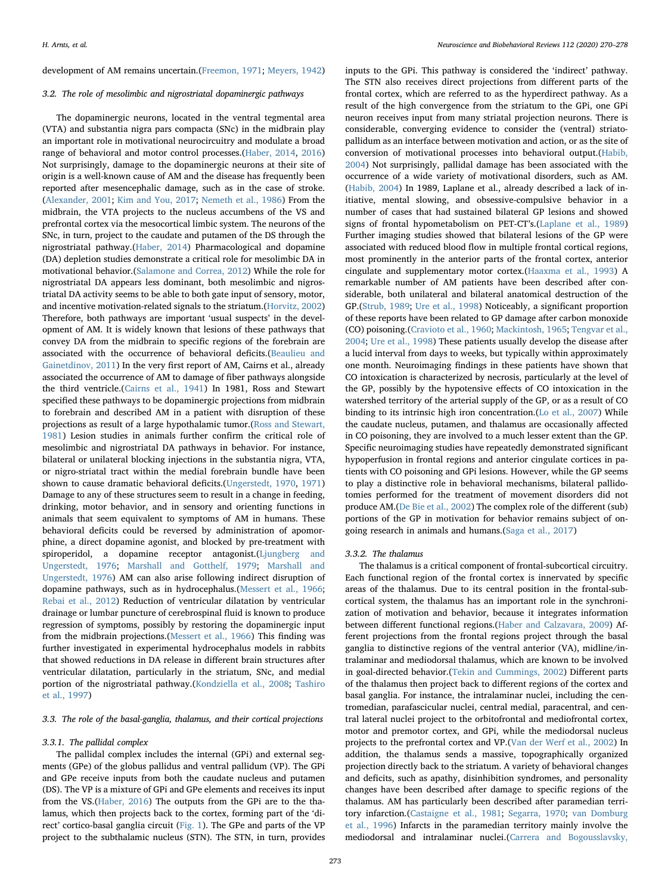development of AM remains uncertain.(Freemon, 1971; Meyers, 1942)

### 3.2. The role of mesolimbic and nigrostriatal dopaminergic pathways

The dopaminergic neurons, located in the ventral tegmental area (VTA) and substantia nigra pars compacta (SNc) in the midbrain play an important role in motivational neurocircuitry and modulate a broad range of behavioral and motor control processes.(Haber, 2014, 2016) Not surprisingly, damage to the dopaminergic neurons at their site of origin is a well-known cause of AM and the disease has frequently been reported after mesencephalic damage, such as in the case of stroke.(Alexander, 2001; Kim and You, 2017; Nemeth et al., 1986) From the midbrain, the VTA projects to the nucleus accumbens of the VS and prefrontal cortex via the mesocortical limbic system. The neurons of the SNc, in turn, project to the caudate and putamen of the DS through the nigrostriatal pathway.(Haber, 2014) Pharmacological and dopamine (DA) depletion studies demonstrate a critical role for mesolimbic DA in motivational behavior.(Salamone and Correa, 2012) While the role for nigrostriatal DA appears less dominant, both mesolimbic and nigrostriatal DA activity seems to be able to both gate input of sensory, motor, and incentive motivation-related signals to the striatum.(Horvitz, 2002) Therefore, both pathways are important 'usual suspects' in the development of AM. It is widely known that lesions of these pathways that convey DA from the midbrain to specific regions of the forebrain are associated with the occurrence of behavioral deficits.(Beaulieu and Gainetdinov, 2011) In the very first report of AM, Cairns et al., already associated the occurrence of AM to damage of fiber pathways alongside the third ventricle.(Cairns et al., 1941) In 1981, Ross and Stewart specified these pathways to be dopaminergic projections from midbrain to forebrain and described AM in a patient with disruption of these projections as result of a large hypothalamic tumor.(Ross and Stewart, 1981) Lesion studies in animals further confirm the critical role of mesolimbic and nigrostriatal DA pathways in behavior. For instance, bilateral or unilateral blocking injections in the substantia nigra, VTA, or nigro-striatal tract within the medial forebrain bundle have been shown to cause dramatic behavioral deficits.(Ungerstedt, 1970, 1971) Damage to any of these structures seem to result in a change in feeding, drinking, motor behavior, and in sensory and orienting functions in animals that seem equivalent to symptoms of AM in humans. These behavioral deficits could be reversed by administration of apomorphine, a direct dopamine agonist, and blocked by pre-treatment with spiroperidol, a dopamine receptor antagonist.(Ljungberg and Ungerstedt, 1976; Marshall and Gotthelf, 1979; Marshall and Ungerstedt, 1976) AM can also arise following indirect disruption of dopamine pathways, such as in hydrocephalus.(Messert et al., 1966; Rebai et al., 2012) Reduction of ventricular dilatation by ventricular drainage or lumbar puncture of cerebrospinal fluid is known to produce regression of symptoms, possibly by restoring the dopaminergic input from the midbrain projections.(Messert et al., 1966) This finding was further investigated in experimental hydrocephalus models in rabbits that showed reductions in DA release in different brain structures after ventricular dilatation, particularly in the striatum, SNc, and medial portion of the nigrostriatal pathway.(Kondziella et al., 2008; Tashiro et al., 1997)

### 3.3. The role of the basal-ganglia, thalamus, and their cortical projections

#### 3.3.1. The pallidal complex

The pallidal complex includes the internal (GPi) and external segments (GPe) of the globus pallidus and ventral pallidum (VP). The GPi and GPe receive inputs from both the caudate nucleus and putamen (DS). The VP is a mixture of GPi and GPe elements and receives its input from the VS.(Haber, 2016) The outputs from the GPi are to the thalamus, which then projects back to the cortex, forming part of the 'direct' cortico-basal ganglia circuit (Fig. 1). The GPe and parts of the VP project to the subthalamic nucleus (STN). The STN, in turn, provides inputs to the GPi. This pathway is considered the 'indirect' pathway. The STN also receives direct projections from different parts of the frontal cortex, which are referred to as the hyperdirect pathway. As a result of the high convergence from the striatum to the GPi, one GPi neuron receives input from many striatal projection neurons. There is considerable, converging evidence to consider the (ventral) striatopallidum as an interface between motivation and action, or as the site of conversion of motivational processes into behavioral output.(Habib, 2004) Not surprisingly, pallidal damage has been associated with the occurrence of a wide variety of motivational disorders, such as AM.(Habib, 2004) In 1989, Laplane et al., already described a lack of initiative, mental slowing, and obsessive-compulsive behavior in a number of cases that had sustained bilateral GP lesions and showed signs of frontal hypometabolism on PET-CT's.(Laplane et al., 1989) Further imaging studies showed that bilateral lesions of the GP were associated with reduced blood flow in multiple frontal cortical regions, most prominently in the anterior parts of the frontal cortex, anterior cingulate and supplementary motor cortex.(Haaxma et al., 1993) A remarkable number of AM patients have been described after considerable, both unilateral and bilateral anatomical destruction of the GP.(Strub, 1989; Ure et al., 1998) Noticeably, a significant proportion of these reports have been related to GP damage after carbon monoxide (CO) poisoning.(Cravioto et al., 1960; Mackintosh, 1965; Tengvar et al., 2004; Ure et al., 1998) These patients usually develop the disease after a lucid interval from days to weeks, but typically within approximately one month. Neuroimaging findings in these patients have shown that CO intoxication is characterized by necrosis, particularly at the level of the GP, possibly by the hypotensive effects of CO intoxication in the watershed territory of the arterial supply of the GP, or as a result of CO binding to its intrinsic high iron concentration.(Lo et al., 2007) While the caudate nucleus, putamen, and thalamus are occasionally affected in CO poisoning, they are involved to a much lesser extent than the GP. Specific neuroimaging studies have repeatedly demonstrated significant hypoperfusion in frontal regions and anterior cingulate cortices in patients with CO poisoning and GPi lesions. However, while the GP seems to play a distinctive role in behavioral mechanisms, bilateral pallidotomies performed for the treatment of movement disorders did not produce AM.(De Bie et al., 2002) The complex role of the different (sub) portions of the GP in motivation for behavior remains subject of ongoing research in animals and humans.(Saga et al., 2017)

#### 3.3.2. The thalamus

The thalamus is a critical component of frontal-subcortical circuitry. Each functional region of the frontal cortex is innervated by specific areas of the thalamus. Due to its central position in the frontal-subcortical system, the thalamus has an important role in the synchronization of motivation and behavior, because it integrates information between different functional regions.(Haber and Calzavara, 2009) Afferent projections from the frontal regions project through the basal ganglia to distinctive regions of the ventral anterior (VA), midline/intralaminar and mediodorsal thalamus, which are known to be involved in goal-directed behavior.(Tekin and Cummings, 2002) Different parts of the thalamus then project back to different regions of the cortex and basal ganglia. For instance, the intralaminar nuclei, including the centromedian, parafascicular nuclei, central medial, paracentral, and central lateral nuclei project to the orbitofrontal and mediofrontal cortex, motor and premotor cortex, and GPi, while the mediodorsal nucleus projects to the prefrontal cortex and VP.(Van der Werf et al., 2002) In addition, the thalamus sends a massive, topographically organized projection directly back to the striatum. A variety of behavioral changes and deficits, such as apathy, disinhibition syndromes, and personality changes have been described after damage to specific regions of the thalamus. AM has particularly been described after paramedian territory infarction.(Castaigne et al., 1981; Segarra, 1970; van Domburg et al., 1996) Infarcts in the paramedian territory mainly involve the mediodorsal and intralaminar nuclei.(Carrera and Bogousslavsky,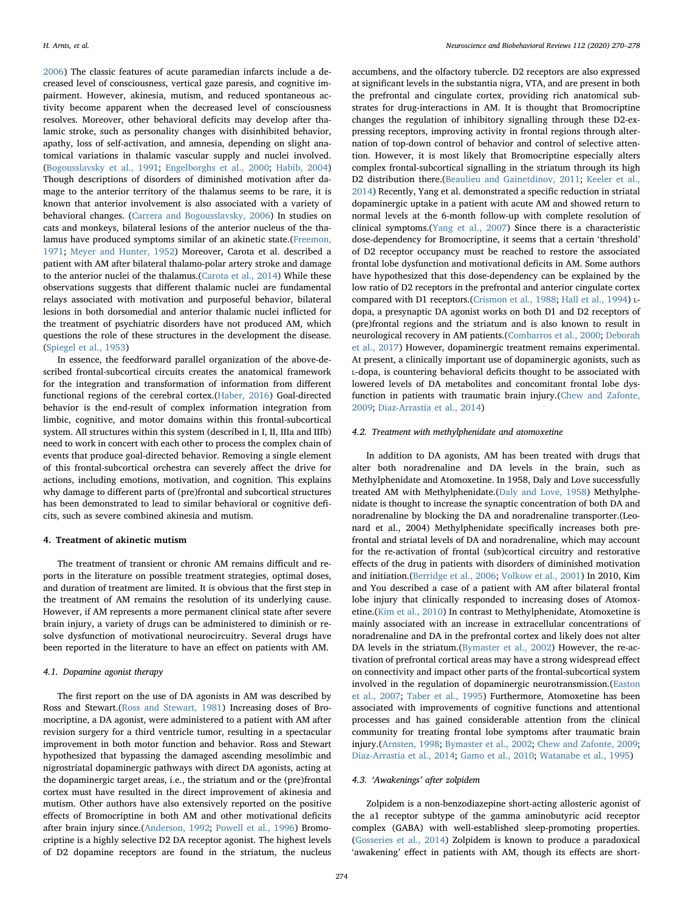2006) The classic features of acute paramedian infarcts include a decreased level of consciousness, vertical gaze paresis, and cognitive impairment. However, akinesia, mutism, and reduced spontaneous activity become apparent when the decreased level of consciousness resolves. Moreover, other behavioral deficits may develop after thalamic stroke, such as personality changes with disinhibited behavior, apathy, loss of self-activation, and amnesia, depending on slight anatomical variations in thalamic vascular supply and nuclei involved.(Bogousslavsky et al., 1991; Engelborghs et al., 2000; Habib, 2004) Though descriptions of disorders of diminished motivation after damage to the anterior territory of the thalamus seems to be rare, it is known that anterior involvement is also associated with a variety of behavioral changes. (Carrera and Bogousslavsky, 2006) In studies on cats and monkeys, bilateral lesions of the anterior nucleus of the thalamus have produced symptoms similar of an akinetic state.(Freemon, 1971; Meyer and Hunter, 1952) Moreover, Carota et al. described a patient with AM after bilateral thalamo-polar artery stroke and damage to the anterior nuclei of the thalamus.(Carota et al., 2014) While these observations suggests that different thalamic nuclei are fundamental relays associated with motivation and purposeful behavior, bilateral lesions in both dorsomedial and anterior thalamic nuclei inflicted for the treatment of psychiatric disorders have not produced AM, which questions the role of these structures in the development the disease.(Spiegel et al., 1953)

In essence, the feedforward parallel organization of the above-described frontal-subcortical circuits creates the anatomical framework for the integration and transformation of information from different functional regions of the cerebral cortex.(Haber, 2016) Goal-directed behavior is the end-result of complex information integration from limbic, cognitive, and motor domains within this frontal-subcortical system. All structures within this system (described in I, II, IIIa and IIIb) need to work in concert with each other to process the complex chain of events that produce goal-directed behavior. Removing a single element of this frontal-subcortical orchestra can severely affect the drive for actions, including emotions, motivation, and cognition. This explains why damage to different parts of (pre)frontal and subcortical structures has been demonstrated to lead to similar behavioral or cognitive deficits, such as severe combined akinesia and mutism.

## 4. Treatment of akinetic mutism

The treatment of transient or chronic AM remains difficult and reports in the literature on possible treatment strategies, optimal doses, and duration of treatment are limited. It is obvious that the first step in the treatment of AM remains the resolution of its underlying cause. However, if AM represents a more permanent clinical state after severe brain injury, a variety of drugs can be administered to diminish or resolve dysfunction of motivational neurocircuitry. Several drugs have been reported in the literature to have an effect on patients with AM.

### 4.1. Dopamine agonist therapy

The first report on the use of DA agonists in AM was described by Ross and Stewart.(Ross and Stewart, 1981) Increasing doses of Bromocriptine, a DA agonist, were administered to a patient with AM after revision surgery for a third ventricle tumor, resulting in a spectacular improvement in both motor function and behavior. Ross and Stewart hypothesized that bypassing the damaged ascending mesolimbic and nigrostriatal dopaminergic pathways with direct DA agonists, acting at the dopaminergic target areas, i.e., the striatum and or the (pre)frontal cortex must have resulted in the direct improvement of akinesia and mutism. Other authors have also extensively reported on the positive effects of Bromocriptine in both AM and other motivational deficits after brain injury since.(Anderson, 1992; Powell et al., 1996) Bromocriptine is a highly selective D2 DA receptor agonist. The highest levels of D2 dopamine receptors are found in the striatum, the nucleus accumbens, and the olfactory tubercle. D2 receptors are also expressed at significant levels in the substantia nigra, VTA, and are present in both the prefrontal and cingulate cortex, providing rich anatomical substrates for drug-interactions in AM. It is thought that Bromocriptine changes the regulation of inhibitory signalling through these D2-expressing receptors, improving activity in frontal regions through alternation of top-down control of behavior and control of selective attention. However, it is most likely that Bromocriptine especially alters complex frontal-subcortical signalling in the striatum through its high D2 distribution there.(Beaulieu and Gainetdinov, 2011; Keeler et al., 2014) Recently, Yang et al. demonstrated a specific reduction in striatal dopaminergic uptake in a patient with acute AM and showed return to normal levels at the 6-month follow-up with complete resolution of clinical symptoms.(Yang et al., 2007) Since there is a characteristic dose-dependency for Bromocriptine, it seems that a certain 'threshold' of D2 receptor occupancy must be reached to restore the associated frontal lobe dysfunction and motivational deficits in AM. Some authors have hypothesized that this dose-dependency can be explained by the low ratio of D2 receptors in the prefrontal and anterior cingulate cortex compared with D1 receptors.(Crismon et al., 1988; Hall et al., 1994) L-dopa, a presynaptic DA agonist works on both D1 and D2 receptors of (pre)frontal regions and the striatum and is also known to result in neurological recovery in AM patients.(Combarros et al., 2000; Deborah et al., 2017) However, dopaminergic treatment remains experimental. At present, a clinically important use of dopaminergic agonists, such as L-dopa, is countering behavioral deficits thought to be associated with lowered levels of DA metabolites and concomitant frontal lobe dysfunction in patients with traumatic brain injury.(Chew and Zafonte, 2009; Diaz-Arrastia et al., 2014)

### 4.2. Treatment with methylphenidate and atomoxetine

In addition to DA agonists, AM has been treated with drugs that alter both noradrenaline and DA levels in the brain, such as Methylphenidate and Atomoxetine. In 1958, Daly and Love successfully treated AM with Methylphenidate.(Daly and Love, 1958) Methylphenidate is thought to increase the synaptic concentration of both DA and noradrenaline by blocking the DA and noradrenaline transporter.(Leonard et al., 2004) Methylphenidate specifically increases both prefrontal and striatal levels of DA and noradrenaline, which may account for the re-activation of frontal (sub)cortical circuitry and restorative effects of the drug in patients with disorders of diminished motivation and initiation.(Berridge et al., 2006; Volkow et al., 2001) In 2010, Kim and You described a case of a patient with AM after bilateral frontal lobe injury that clinically responded to increasing doses of Atomoxetine.(Kim et al., 2010) In contrast to Methylphenidate, Atomoxetine is mainly associated with an increase in extracellular concentrations of noradrenaline and DA in the prefrontal cortex and likely does not alter DA levels in the striatum.(Bymaster et al., 2002) However, the re-activation of prefrontal cortical areas may have a strong widespread effect on connectivity and impact other parts of the frontal-subcortical system involved in the regulation of dopaminergic neurotransmission.(Easton et al., 2007; Taber et al., 1995) Furthermore, Atomoxetine has been associated with improvements of cognitive functions and attentional processes and has gained considerable attention from the clinical community for treating frontal lobe symptoms after traumatic brain injury.(Arnsten, 1998; Bymaster et al., 2002; Chew and Zafonte, 2009; Diaz-Arrastia et al., 2014; Gamo et al., 2010; Watanabe et al., 1995)

### 4.3. 'Awakenings' after zolpidem

Zolpidem is a non-benzodiazepine short-acting allosteric agonist of the a1 receptor subtype of the gamma aminobutyric acid receptor complex (GABA) with well-established sleep-promoting properties.(Gosseries et al., 2014) Zolpidem is known to produce a paradoxical 'awakening' effect in patients with AM, though its effects are short-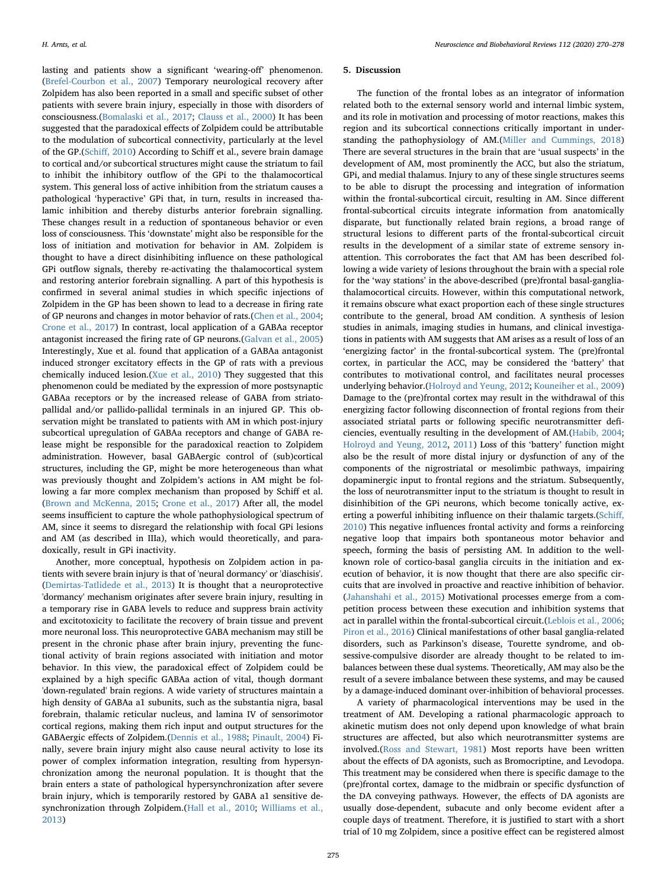lasting and patients show a significant 'wearing-off' phenomenon. (Brefel-Courbon et al., 2007) Temporary neurological recovery after Zolpidem has also been reported in a small and specific subset of other patients with severe brain injury, especially in those with disorders of consciousness.(Bomalaski et al., 2017; Clauss et al., 2000) It has been suggested that the paradoxical effects of Zolpidem could be attributable to the modulation of subcortical connectivity, particularly at the level of the GP.(Schiff, 2010) According to Schiff et al., severe brain damage to cortical and/or subcortical structures might cause the striatum to fail to inhibit the inhibitory outflow of the GPi to the thalamocortical system. This general loss of active inhibition from the striatum causes a pathological 'hyperactive' GPi that, in turn, results in increased thalamic inhibition and thereby disturbs anterior forebrain signalling. These changes result in a reduction of spontaneous behavior or even loss of consciousness. This 'downstate' might also be responsible for the loss of initiation and motivation for behavior in AM. Zolpidem is thought to have a direct disinhibiting influence on these pathological GPi outflow signals, thereby re-activating the thalamocortical system and restoring anterior forebrain signalling. A part of this hypothesis is confirmed in several animal studies in which specific injections of Zolpidem in the GP has been shown to lead to a decrease in firing rate of GP neurons and changes in motor behavior of rats.(Chen et al., 2004; Crone et al., 2017) In contrast, local application of a GABAa receptor antagonist increased the firing rate of GP neurons.(Galvan et al., 2005) Interestingly, Xue et al. found that application of a GABAa antagonist induced stronger excitatory effects in the GP of rats with a previous chemically induced lesion.(Xue et al., 2010) They suggested that this phenomenon could be mediated by the expression of more postsynaptic GABAa receptors or by the increased release of GABA from striatopallidal and/or pallido-pallidal terminals in an injured GP. This observation might be translated to patients with AM in which post-injury subcortical upregulation of GABAa receptors and change of GABA release might be responsible for the paradoxical reaction to Zolpidem administration. However, basal GABAergic control of (sub)cortical structures, including the GP, might be more heterogeneous than what was previously thought and Zolpidem's actions in AM might be following a far more complex mechanism than proposed by Schiff et al. (Brown and McKenna, 2015; Crone et al., 2017) After all, the model seems insufficient to capture the whole pathophysiological spectrum of AM, since it seems to disregard the relationship with focal GPi lesions and AM (as described in IIIa), which would theoretically, and paradoxically, result in GPi inactivity.

Another, more conceptual, hypothesis on Zolpidem action in patients with severe brain injury is that of 'neural dormancy' or 'diaschisis'. (Demirtas-Tatlidede et al., 2013) It is thought that a neuroprotective 'dormancy' mechanism originates after severe brain injury, resulting in a temporary rise in GABA levels to reduce and suppress brain activity and excitotoxicity to facilitate the recovery of brain tissue and prevent more neuronal loss. This neuroprotective GABA mechanism may still be present in the chronic phase after brain injury, preventing the functional activity of brain regions associated with initiation and motor behavior. In this view, the paradoxical effect of Zolpidem could be explained by a high specific GABAa action of vital, though dormant 'down-regulated' brain regions. A wide variety of structures maintain a high density of GABAa a1 subunits, such as the substantia nigra, basal forebrain, thalamic reticular nucleus, and lamina IV of sensorimotor cortical regions, making them rich input and output structures for the GABAergic effects of Zolpidem.(Dennis et al., 1988; Pinault, 2004) Finally, severe brain injury might also cause neural activity to lose its power of complex information integration, resulting from hypersynchronization among the neuronal population. It is thought that the brain enters a state of pathological hypersynchronization after severe brain injury, which is temporarily restored by GABA a1 sensitive desynchronization through Zolpidem.(Hall et al., 2010; Williams et al., 2013)

## 5. Discussion

The function of the frontal lobes as an integrator of information related both to the external sensory world and internal limbic system, and its role in motivation and processing of motor reactions, makes this region and its subcortical connections critically important in understanding the pathophysiology of AM.(Miller and Cummings, 2018) There are several structures in the brain that are 'usual suspects' in the development of AM, most prominently the ACC, but also the striatum, GPi, and medial thalamus. Injury to any of these single structures seems to be able to disrupt the processing and integration of information within the frontal-subcortical circuit, resulting in AM. Since different frontal-subcortical circuits integrate information from anatomically disparate, but functionally related brain regions, a broad range of structural lesions to different parts of the frontal-subcortical circuit results in the development of a similar state of extreme sensory inattention. This corroborates the fact that AM has been described following a wide variety of lesions throughout the brain with a special role for the 'way stations' in the above-described (pre)frontal basal-ganglia-thalamocortical circuits. However, within this computational network, it remains obscure what exact proportion each of these single structures contribute to the general, broad AM condition. A synthesis of lesion studies in animals, imaging studies in humans, and clinical investigations in patients with AM suggests that AM arises as a result of loss of an 'energizing factor' in the frontal-subcortical system. The (pre)frontal cortex, in particular the ACC, may be considered the 'battery' that contributes to motivational control, and facilitates neural processes underlying behavior.(Holroyd and Yeung, 2012; Kouneiher et al., 2009) Damage to the (pre)frontal cortex may result in the withdrawal of this energizing factor following disconnection of frontal regions from their associated striatal parts or following specific neurotransmitter deficiencies, eventually resulting in the development of AM.(Habib, 2004; Holroyd and Yeung, 2012, 2011) Loss of this 'battery' function might also be the result of more distal injury or dysfunction of any of the components of the nigrostriatal or mesolimbic pathways, impairing dopaminergic input to frontal regions and the striatum. Subsequently, the loss of neurotransmitter input to the striatum is thought to result in disinhibition of the GPi neurons, which become tonically active, exerting a powerful inhibiting influence on their thalamic targets.(Schiff, 2010) This negative influences frontal activity and forms a reinforcing negative loop that impairs both spontaneous motor behavior and speech, forming the basis of persisting AM. In addition to the well-known role of cortico-basal ganglia circuits in the initiation and execution of behavior, it is now thought that there are also specific circuits that are involved in proactive and reactive inhibition of behavior. (Jahanshahi et al., 2015) Motivational processes emerge from a competition process between these execution and inhibition systems that act in parallel within the frontal-subcortical circuit.(Leblois et al., 2006; Piron et al., 2016) Clinical manifestations of other basal ganglia-related disorders, such as Parkinson's disease, Tourette syndrome, and obsessive-compulsive disorder are already thought to be related to imbalances between these dual systems. Theoretically, AM may also be the result of a severe imbalance between these systems, and may be caused by a damage-induced dominant over-inhibition of behavioral processes.

A variety of pharmacological interventions may be used in the treatment of AM. Developing a rational pharmacologic approach to akinetic mutism does not only depend upon knowledge of what brain structures are affected, but also which neurotransmitter systems are involved.(Ross and Stewart, 1981) Most reports have been written about the effects of DA agonists, such as Bromocriptine, and Levodopa. This treatment may be considered when there is specific damage to the (pre)frontal cortex, damage to the midbrain or specific dysfunction of the DA conveying pathways. However, the effects of DA agonists are usually dose-dependent, subacute and only become evident after a couple days of treatment. Therefore, it is justified to start with a short trial of 10 mg Zolpidem, since a positive effect can be registered almost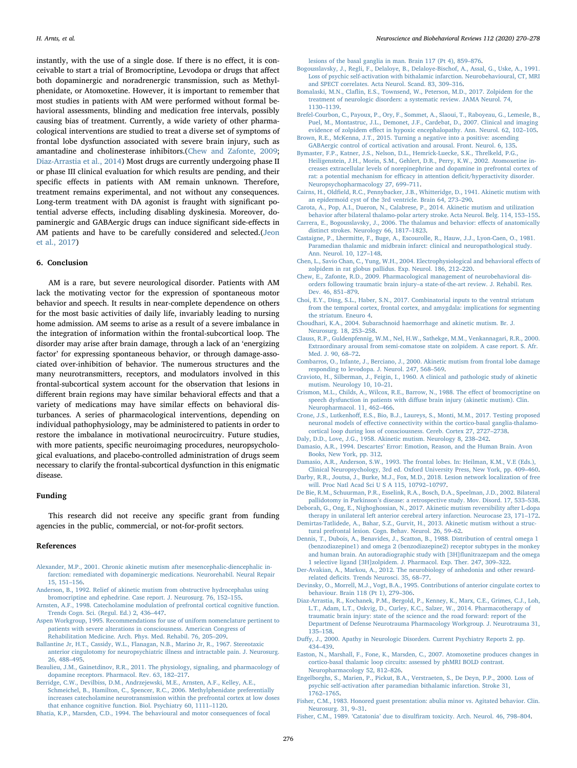instantly, with the use of a single dose. If there is no effect, it is conceivable to start a trial of Bromocriptine, Levodopa or drugs that affect both dopaminergic and noradrenergic transmission, such as Methylphenidate, or Atomoxetine. However, it is important to remember that most studies in patients with AM were performed without formal behavioral assessments, blinding and medication free intervals, possibly causing bias of treatment. Currently, a wide variety of other pharmacological interventions are studied to treat a diverse set of symptoms of frontal lobe dysfunction associated with severe brain injury, such as amantadine and cholinesterase inhibitors.(Chew and Zafonte, 2009; Diaz-Arrastia et al., 2014) Most drugs are currently undergoing phase II or phase III clinical evaluation for which results are pending, and their specific effects in patients with AM remain unknown. Therefore, treatment remains experimental, and not without any consequences. Long-term treatment with DA agonist is fraught with significant potential adverse effects, including disabling dyskinesia. Moreover, dopaminergic and GABAergic drugs can induce significant side-effects in AM patients and have to be carefully considered and selected.(Jeon et al., 2017)

## 6. Conclusion

AM is a rare, but severe neurological disorder. Patients with AM lack the motivating vector for the expression of spontaneous motor behavior and speech. It results in near-complete dependence on others for the most basic activities of daily life, invariably leading to nursing home admission. AM seems to arise as a result of a severe imbalance in the integration of information within the frontal-subcortical loop. The disorder may arise after brain damage, through a lack of an 'energizing factor' for expressing spontaneous behavior, or through damage-associated over-inhibition of behavior. The numerous structures and the many neurotransmitters, receptors, and modulators involved in this frontal-subcortical system account for the observation that lesions in different brain regions may have similar behavioral effects and that a variety of medications may have similar effects on behavioral disturbances. A series of pharmacological interventions, depending on individual pathophysiology, may be administered to patients in order to restore the imbalance in motivational neurocircuitry. Future studies, with more patients, specific neuroimaging procedures, neuropsychological evaluations, and placebo-controlled administration of drugs seem necessary to clarify the frontal-subcortical dysfunction in this enigmatic disease.

## Funding

This research did not receive any specific grant from funding agencies in the public, commercial, or not-for-profit sectors.

## References

Alexander, M.P., 2001. Chronic akinetic mutism after mesencephalic-diencephalic infarction: remediated with dopaminergic medications. Neurorehabil. Neural Repair 15, 151–156.

Anderson, B., 1992. Relief of akinetic mutism from obstructive hydrocephalus using bromocriptine and ephedrine. Case report. J. Neurosurg. 76, 152–155.

Arnsten, A.F., 1998. Catecholamine modulation of prefrontal cortical cognitive function. Trends Cogn. Sci. (Regul. Ed.) 2, 436–447.

Aspen Workgroup, 1995. Recommendations for use of uniform nomenclature pertinent to patients with severe alterations in consciousness. American Congress of Rehabilitation Medicine. Arch. Phys. Med. Rehabil. 76, 205–209.

Ballantine Jr, H.T., Cassidy, W.L., Flanagan, N.B., Marino Jr, R., 1967. Stereotaxic anterior cingulotomy for neuropsychiatric illness and intractable pain. J. Neurosurg. 26, 488–495.

Beaulieu, J.M., Gainetdinov, R.R., 2011. The physiology, signaling, and pharmacology of dopamine receptors. Pharmacol. Rev. 63, 182–217.

Berridge, C.W., Devilbiss, D.M., Andrzejewski, M.E., Arnsten, A.F., Kelley, A.E., Schmeichel, B., Hamilton, C., Spencer, R.C., 2006. Methylphenidate preferentially increases catecholamine neurotransmission within the prefrontal cortex at low doses that enhance cognitive function. Biol. Psychiatry 60, 1111–1120.

Bhatia, K.P., Marsden, C.D., 1994. The behavioural and motor consequences of focal lesions of the basal ganglia in man. Brain 117 (Pt 4), 859–876.

Bogousslavsky, J., Regli, F., Delaloye, B., Delaloye-Bischof, A., Assal, G., Uske, A., 1991. Loss of psychic self-activation with bithalamic infarction. Neurobehavioural, CT, MRI and SPECT correlates. Acta Neurol. Scand. 83, 309–316.

Bomalaski, M.N., Claflin, E.S., Townsend, W., Peterson, M.D., 2017. Zolpidem for the treatment of neurologic disorders: a systematic review. JAMA Neurol. 74, 1130–1139.

Brefel-Courbon, C., Payoux, P., Ory, F., Sommet, A., Slaoui, T., Raboyeau, G., Lemesle, B., Puel, M., Montastruc, J.L., Demonet, J.F., Cardebat, D., 2007. Clinical and imaging evidence of zolpidem effect in hypoxic encephalopathy. Ann. Neurol. 62, 102–105.

Brown, R.E., McKenna, J.T., 2015. Turning a negative into a positive: ascending GABAergic control of cortical activation and arousal. Front. Neurol. 6, 135.

Bymaster, F.P., Katner, J.S., Nelson, D.L., Hemrick-Luecke, S.K., Threlkeld, P.G., Heiligenstein, J.H., Morin, S.M., Gehlert, D.R., Perry, K.W., 2002. Atomoxetine increases extracellular levels of norepinephrine and dopamine in prefrontal cortex of rat: a potential mechanism for efficacy in attention deficit/hyperactivity disorder. Neuropsychopharmacology 27, 699–711.

Cairns, H., Oldfield, R.C., Pennybacker, J.B., Whitteridge, D., 1941. Akinetic mutism with an epidermoid cyst of the 3rd ventricle. Brain 64, 273–290.

Carota, A., Pop, A.I., Dueron, N., Calabrese, P., 2014. Akinetic mutism and utilization behavior after bilateral thalamo-polar artery stroke. Acta Neurol. Belg. 114, 153–155.

Carrera, E., Bogousslavsky, J., 2006. The thalamus and behavior: effects of anatomically distinct strokes. Neurology 66, 1817–1823.

Castaigne, P., Lhermitte, F., Buge, A., Escourolle, R., Hauw, J.J., Lyon-Caen, O., 1981. Paramedian thalamic and midbrain infarct: clinical and neuropathological study. Ann. Neurol. 10, 127–148.

Chen, L., Savio Chan, C., Yung, W.H., 2004. Electrophysiological and behavioral effects of zolpidem in rat globus pallidus. Exp. Neurol. 186, 212–220.

Chew, E., Zafonte, R.D., 2009. Pharmacological management of neurobehavioral disorders following traumatic brain injury–a state-of-the-art review. J. Rehabil. Res. Dev. 46, 851–879.

Choi, E.Y., Ding, S.L., Haber, S.N., 2017. Combinatorial inputs to the ventral striatum from the temporal cortex, frontal cortex, and amygdala: implications for segmenting the striatum. Eneuro 4.

Choudhari, K.A., 2004. Subarachnoid haemorrhage and akinetic mutism. Br. J. Neurosurg. 18, 253–258.

Clauss, R.P., Guldenpfennig, W.M., Nel, H.W., Sathekge, M.M., Venkannagari, R.R., 2000. Extraordinary arousal from semi-comatose state on zolpidem. A case report. S. Afr. Med. J. 90, 68–72.

Combarros, O., Infante, J., Berciano, J., 2000. Akinetic mutism from frontal lobe damage responding to levodopa. J. Neurol. 247, 568–569.

Cravioto, H., Silberman, J., Feigin, I., 1960. A clinical and pathologic study of akinetic mutism. Neurology 10, 10–21.

Crismon, M.L., Childs, A., Wilcox, R.E., Barrow, N., 1988. The effect of bromocriptine on speech dysfunction in patients with diffuse brain injury (akinetic mutism). Clin. Neuropharmacol. 11, 462–466.

Crone, J.S., Lutkenhoff, E.S., Bio, B.J., Laureys, S., Monti, M.M., 2017. Testing proposed neuronal models of effective connectivity within the cortico-basal ganglia-thalamo-cortical loop during loss of consciousness. Cereb. Cortex 27, 2727–2738.

Daly, D.D., Love, J.G., 1958. Akinetic mutism. Neurology 8, 238–242.

Damasio, A.R., 1994. Descartes' Error: Emotion, Reason, and the Human Brain. Avon Books, New York, pp. 312.

Damasio, A.R., Anderson, S.W., 1993. The frontal lobes. In: Heilman, K.M., V.E (Eds.), Clinical Neuropsychology, 3rd ed. Oxford University Press, New York, pp. 409–460.

Darby, R.R., Joutsa, J., Burke, M.J., Fox, M.D., 2018. Lesion network localization of free will. Proc Natl Acad Sci U S A 115, 10792–10797.

De Bie, R.M., Schuurman, P.R., Esselink, R.A., Bosch, D.A., Speelman, J.D., 2002. Bilateral pallidotomy in Parkinson's disease: a retrospective study. Mov. Disord. 17, 533–538.

Deborah, G., Ong, E., Nighoghossian, N., 2017. Akinetic mutism reversibility after L-dopa therapy in unilateral left anterior cerebral artery infarction. Neurocase 23, 171–172.

Demirtas-Tatlidede, A., Bahar, S.Z., Gurvit, H., 2013. Akinetic mutism without a structural prefrontal lesion. Cogn. Behav. Neurol. 26, 59–62.

Dennis, T., Dubois, A., Benavides, J., Scatton, B., 1988. Distribution of central omega 1 (benzodiazepine1) and omega 2 (benzodiazepine2) receptor subtypes in the monkey and human brain. An autoradiographic study with [3H]flunitrazepam and the omega 1 selective ligand [3H]zolpidem. J. Pharmacol. Exp. Ther. 247, 309–322.

Der-Avakian, A., Markou, A., 2012. The neurobiology of anhedonia and other reward-related deficits. Trends Neurosci. 35, 68–77.

Devinsky, O., Morrell, M.J., Vogt, B.A., 1995. Contributions of anterior cingulate cortex to behaviour. Brain 118 (Pt 1), 279–306.

Diaz-Arrastia, R., Kochanek, P.M., Bergold, P., Kenney, K., Marx, C.E., Grimes, C.J., Loh, L.T., Adam, L.T., Oskvig, D., Curley, K.C., Salzer, W., 2014. Pharmacotherapy of traumatic brain injury: state of the science and the road forward: report of the Department of Defense Neurotrauma Pharmacology Workgroup. J. Neurotrauma 31, 135–158.

Duffy, J., 2000. Apathy in Neurologic Disorders. Current Psychiatry Reports 2. pp. 434–439.

Easton, N., Marshall, F., Fone, K., Marsden, C., 2007. Atomoxetine produces changes in cortico-basal thalamic loop circuits: assessed by phMRI BOLD contrast. Neuropharmacology 52, 812–826.

Engelborghs, S., Marien, P., Pickut, B.A., Verstraeten, S., De Deyn, P.P., 2000. Loss of psychic self-activation after paramedian bithalamic infarction. Stroke 31, 1762–1765.

Fisher, C.M., 1983. Honored guest presentation: abulia minor vs. Agitated behavior. Clin. Neurosurg. 31, 9–31.

Fisher, C.M., 1989. 'Catatonia' due to disulfiram toxicity. Arch. Neurol. 46, 798–804.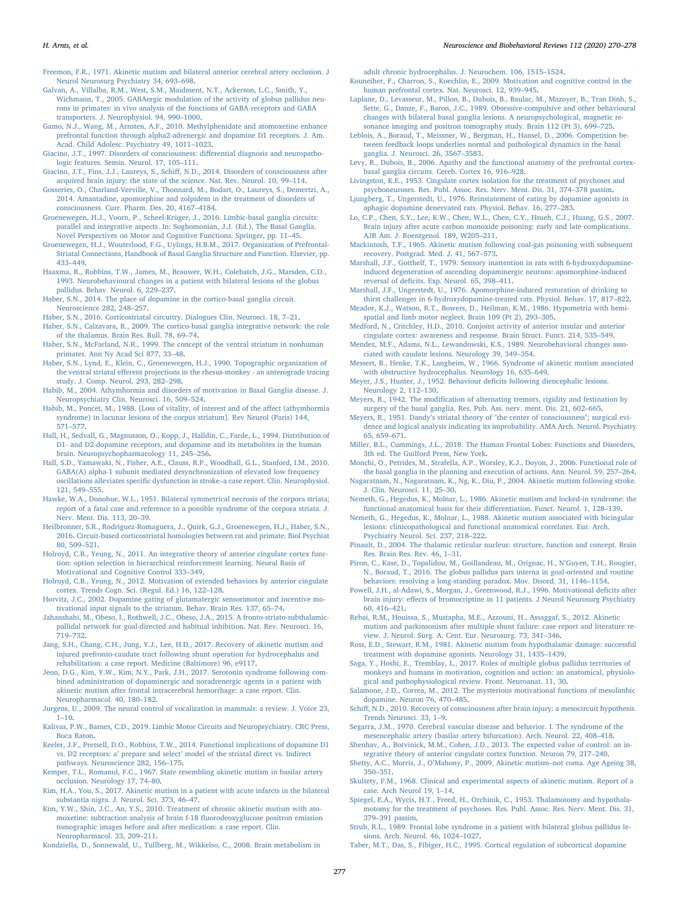Freemon, F.R., 1971. Akinetic mutism and bilateral anterior cerebral artery occlusion. J Neurol Neurosurg Psychiatry 34, 693–698.

Galvan, A., Villalba, R.M., West, S.M., Maidment, N.T., Ackerson, L.C., Smith, Y., Wichmann, T., 2005. GABAergic modulation of the activity of globus pallidus neurons in primates: in vivo analysis of the functions of GABA receptors and GABA transporters. J. Neurophysiol. 94, 990–1000.

Gamo, N.J., Wang, M., Arnsten, A.F., 2010. Methylphenidate and atomoxetine enhance prefrontal function through alpha2-adrenergic and dopamine D1 receptors. J. Am. Acad. Child Adolesc. Psychiatry 49, 1011–1023.

Giacino, J.T., 1997. Disorders of consciousness: differential diagnosis and neuropathologic features. Semin. Neurol. 17, 105–111.

Giacino, J.T., Fins, J.J., Laureys, S., Schiff, N.D., 2014. Disorders of consciousness after acquired brain injury: the state of the science. Nat. Rev. Neurol. 10, 99–114.

Gosseries, O., Charland-Verville, V., Thonnard, M., Bodart, O., Laureys, S., Demertzi, A., 2014. Amantadine, apomorphine and zolpidem in the treatment of disorders of consciousness. Curr. Pharm. Des. 20, 4167–4184.

Groenewegen, H.J., Voorn, P., Scheel-Krüger, J., 2016. Limbic-basal ganglia circuits: parallel and integrative aspects. In: Soghomonian, J.J. (Ed.), The Basal Ganglia. Novel Perspectives on Motor and Cognitive Functions. Springer, pp. 11–45.

Groenewegen, H.J., Wouterlood, F.G., Uylings, H.B.M., 2017. Organization of Prefrontal-Striatal Connections, Handbook of Basal Ganglia Structure and Function. Elsevier, pp. 433–449.

Haaxma, R., Robbins, T.W., James, M., Brouwer, W.H., Colebatch, J.G., Marsden, C.D., 1993. Neurobehavioural changes in a patient with bilateral lesions of the globus pallidus. Behav. Neurol. 6, 229–237.

Haber, S.N., 2014. The place of dopamine in the cortico-basal ganglia circuit. Neuroscience 282, 248–257.

Haber, S.N., 2016. Corticostriatal circuitry. Dialogues Clin. Neurosci. 18, 7–21.

Haber, S.N., Calzavara, R., 2009. The cortico-basal ganglia integrative network: the role of the thalamus. Brain Res. Bull. 78, 69–74.

Haber, S.N., McFarland, N.R., 1999. The concept of the ventral striatum in nonhuman primates. Ann Ny Acad Sci 877, 33–48.

Haber, S.N., Lynd, E., Klein, C., Groenewegen, H.J., 1990. Topographic organization of the ventral striatal efferent projections in the rhesus-monkey - an anterograde tracing study. J. Comp. Neurol. 293, 282–298.

Habib, M., 2004. Athymhormia and disorders of motivation in Basal Ganglia disease. J. Neuropsychiatry Clin. Neurosci. 16, 509–524.

Habib, M., Poncet, M., 1988. [Loss of vitality, of interest and of the affect (athymhormia syndrome) in lacunar lesions of the corpus striatum]. Rev Neurol (Paris) 144, 571–577.

Hall, H., Sedvall, G., Magnusson, O., Kopp, J., Halldin, C., Farde, L., 1994. Distribution of D1- and D2-dopamine receptors, and dopamine and its metabolites in the human brain. Neuropsychopharmacology 11, 245–256.

Hall, S.D., Yamawaki, N., Fisher, A.E., Clauss, R.P., Woodhall, G.L., Stanford, I.M., 2010. GABA(A) alpha-1 subunit mediated desynchronization of elevated low frequency oscillations alleviates specific dysfunction in stroke–a case report. Clin. Neurophysiol. 121, 549–555.

Hawke, W.A., Donohue, W.L., 1951. Bilateral symmetrical necrosis of the corpora striata; report of a fatal case and reference to a possible syndrome of the corpora striata. J. Nerv. Ment. Dis. 113, 20–39.

Heilbronner, S.R., Rodriguez-Romaguera, J., Quirk, G.J., Groenewegen, H.J., Haber, S.N., 2016. Circuit-based corticostriatal homologies between rat and primate. Biol Psychiat 80, 509–521.

Holroyd, C.B., Yeung, N., 2011. An integrative theory of anterior cingulate cortex function: option selection in hierarchical reinforcement learning. Neural Basis of Motivational and Cognitive Control 333–349.

Holroyd, C.B., Yeung, N., 2012. Motivation of extended behaviors by anterior cingulate cortex. Trends Cogn. Sci. (Regul. Ed.) 16, 122–128.

Horvitz, J.C., 2002. Dopamine gating of glutamatergic sensorimotor and incentive motivational input signals to the striatum. Behav. Brain Res. 137, 65–74.

Jahanshahi, M., Obeso, I., Rothwell, J.C., Obeso, J.A., 2015. A fronto-striato-subthalamic-pallidal network for goal-directed and habitual inhibition. Nat. Rev. Neurosci. 16, 719–732.

Jang, S.H., Chang, C.H., Jung, Y.J., Lee, H.D., 2017. Recovery of akinetic mutism and injured prefronto-caudate tract following shunt operation for hydrocephalus and rehabilitation: a case report. Medicine (Baltimore) 96, e9117.

Jeon, D.G., Kim, Y.W., Kim, N.Y., Park, J.H., 2017. Serotonin syndrome following combined administration of dopaminergic and noradrenergic agents in a patient with akinetic mutism after frontal intracerebral hemorrhage: a case report. Clin. Neuropharmacol. 40, 180–182.

Jurgens, U., 2009. The neural control of vocalization in mammals: a review. J. Voice 23, 1–10.

Kalivas, P.W., Barnes, C.D., 2019. Limbic Motor Circuits and Neuropsychiatry. CRC Press, Boca Raton.

Keeler, J.F., Pretsell, D.O., Robbins, T.W., 2014. Functional implications of dopamine D1 vs. D2 receptors: a' prepare and select' model of the striatal direct vs. Indirect pathways. Neuroscience 282, 156–175.

Kemper, T.L., Romanul, F.C., 1967. State resembling akinetic mutism in basilar artery occlusion. Neurology 17, 74–80.

Kim, H.A., You, S., 2017. Akinetic mutism in a patient with acute infarcts in the bilateral substantia nigra. J. Neurol. Sci. 373, 46–47.

Kim, Y.W., Shin, J.C., An, Y.S., 2010. Treatment of chronic akinetic mutism with atomoxetine: subtraction analysis of brain f-18 fluorodeoxyglucose positron emission tomographic images before and after medication: a case report. Clin. Neuropharmacol. 33, 209–211.

Kondziella, D., Sonnewald, U., Tullberg, M., Wikkelso, C., 2008. Brain metabolism in adult chronic hydrocephalus. J. Neurochem. 106, 1515–1524.

Kouneiher, F., Charron, S., Koechlin, E., 2009. Motivation and cognitive control in the human prefrontal cortex. Nat. Neurosci. 12, 939–945.

Laplane, D., Levasseur, M., Pillon, B., Dubois, B., Baulac, M., Mazoyer, B., Tran Dinh, S., Sette, G., Danze, F., Baron, J.C., 1989. Obsessive-compulsive and other behavioural changes with bilateral basal ganglia lesions. A neuropsychological, magnetic resonance imaging and positron tomography study. Brain 112 (Pt 3), 699–725.

Leblois, A., Boraud, T., Meissner, W., Bergman, H., Hansel, D., 2006. Competition between feedback loops underlies normal and pathological dynamics in the basal ganglia. J. Neurosci. 26, 3567–3583.

Levy, R., Dubois, B., 2006. Apathy and the functional anatomy of the prefrontal cortex-basal ganglia circuits. Cereb. Cortex 16, 916–928.

Livingston, K.E., 1953. Cingulate cortex isolation for the treatment of psychoses and psychoneuroses. Res. Publ. Assoc. Res. Nerv. Ment. Dis. 31, 374–378 passim.

Ljungberg, T., Ungerstedt, U., 1976. Reinstatement of eating by dopamine agonists in aphagic dopamine denervated rats. Physiol. Behav. 16, 277–283.

Lo, C.P., Chen, S.Y., Lee, K.W., Chen, W.L., Chen, C.Y., Hsueh, C.J., Huang, G.S., 2007. Brain injury after acute carbon monoxide poisoning: early and late complications. AJR Am. J. Roentgenol. 189, W205–211.

Mackintosh, T.F., 1965. Akinetic mutism following coal-gas poisoning with subsequent recovery. Postgrad. Med. J. 41, 567–573.

Marshall, J.F., Gotthelf, T., 1979. Sensory inattention in rats with 6-hydroxydopamine-induced degeneration of ascending dopaminergic neurons: apomorphine-induced reversal of deficits. Exp. Neurol. 65, 398–411.

Marshall, J.F., Ungerstedt, U., 1976. Apomorphine-induced restoration of drinking to thirst challenges in 6-hydroxydopamine-treated rats. Physiol. Behav. 17, 817–822.

Meador, K.J., Watson, R.T., Bowers, D., Heilman, K.M., 1986. Hypometria with hemispatial and limb motor neglect. Brain 109 (Pt 2), 293–305.

Medford, N., Critchley, H.D., 2010. Conjoint activity of anterior insular and anterior cingulate cortex: awareness and response. Brain Struct. Funct. 214, 535–549.

Mendez, M.F., Adams, N.L., Lewandowski, K.S., 1989. Neurobehavioral changes associated with caudate lesions. Neurology 39, 349–354.

Messert, B., Henke, T.K., Langheim, W., 1966. Syndrome of akinetic mutism associated with obstructive hydrocephalus. Neurology 16, 635–649.

Meyer, J.S., Hunter, J., 1952. Behaviour deficits following diencephalic lesions. Neurology 2, 112–130.

Meyers, R., 1942. The modification of alternating tremors, rigidity and festination by surgery of the basal ganglia. Res. Pub. Ass. nerv. ment. Dis. 21, 602–665.

Meyers, R., 1951. Dandy's striatal theory of "the center of consciousness"; surgical evidence and logical analysis indicating its improbability. AMA Arch. Neurol. Psychiatry 65, 659–671.

Miller, B.L., Cummings, J.L., 2018. The Human Frontal Lobes: Functions and Disorders, 3th ed. The Guilford Press, New York.

Monchi, O., Petrides, M., Strafella, A.P., Worsley, K.J., Doyon, J., 2006. Functional role of the basal ganglia in the planning and execution of actions. Ann. Neurol. 59, 257–264.

Nagaratnam, N., Nagaratnam, K., Ng, K., Diu, P., 2004. Akinetic mutism following stroke. J. Clin. Neurosci. 11, 25–30.

Nemeth, G., Hegedus, K., Molnar, L., 1986. Akinetic mutism and locked-in syndrome: the functional-anatomical basis for their differentiation. Funct. Neurol. 1, 128–139.

Nemeth, G., Hegedus, K., Molnar, L., 1988. Akinetic mutism associated with bicingular lesions: clinicopathological and functional anatomical correlates. Eur. Arch. Psychiatry Neurol. Sci. 237, 218–222.

Pinault, D., 2004. The thalamic reticular nucleus: structure, function and concept. Brain Res. Brain Res. Rev. 46, 1–31.

Piron, C., Kase, D., Topalidou, M., Goillandeau, M., Orignac, H., N'Guyen, T.H., Rougier, N., Boraud, T., 2016. The globus pallidus pars interna in goal-oriented and routine behaviors: resolving a long-standing paradox. Mov. Disord. 31, 1146–1154.

Powell, J.H., al-Adawi, S., Morgan, J., Greenwood, R.J., 1996. Motivational deficits after brain injury: effects of bromocriptine in 11 patients. J Neurol Neurosurg Psychiatry 60, 416–421.

Rebai, R.M., Houissa, S., Mustapha, M.E., Azzouni, H., Assaggaf, S., 2012. Akinetic mutism and parkinsonism after multiple shunt failure: case report and literature review. J. Neurol. Surg. A. Cent. Eur. Neurosurg. 73, 341–346.

Ross, E.D., Stewart, R.M., 1981. Akinetic mutism from hypothalamic damage: successful treatment with dopamine agonists. Neurology 31, 1435–1439.

Saga, Y., Hoshi, E., Tremblay, L., 2017. Roles of multiple globus pallidus territories of monkeys and humans in motivation, cognition and action: an anatomical, physiological and pathophysiological review. Front. Neuroanat. 11, 30.

Salamone, J.D., Correa, M., 2012. The mysterious motivational functions of mesolimbic dopamine. Neuron 76, 470–485.

Schiff, N.D., 2010. Recovery of consciousness after brain injury: a mesocircuit hypothesis. Trends Neurosci. 33, 1–9.

Segarra, J.M., 1970. Cerebral vascular disease and behavior. I. The syndrome of the mesencephalic artery (basilar artery bifurcation). Arch. Neurol. 22, 408–418.

Shenhav, A., Botvinick, M.M., Cohen, J.D., 2013. The expected value of control: an integrative theory of anterior cingulate cortex function. Neuron 79, 217–240.

Shetty, A.C., Morris, J., O'Mahony, P., 2009. Akinetic mutism–not coma. Age Ageing 38, 350–351.

Skultety, F.M., 1968. Clinical and experimental aspects of akinetic mutism. Report of a case. Arch Neurol 19, 1–14.

Spiegel, E.A., Wycis, H.T., Freed, H., Orchinik, C., 1953. Thalamotomy and hypothalamotomy for the treatment of psychoses. Res. Publ. Assoc. Res. Nerv. Ment. Dis. 31, 379–391 passim.

Strub, R.L., 1989. Frontal lobe syndrome in a patient with bilateral globus pallidus lesions. Arch. Neurol. 46, 1024–1027.

Taber, M.T., Das, S., Fibiger, H.C., 1995. Cortical regulation of subcortical dopamine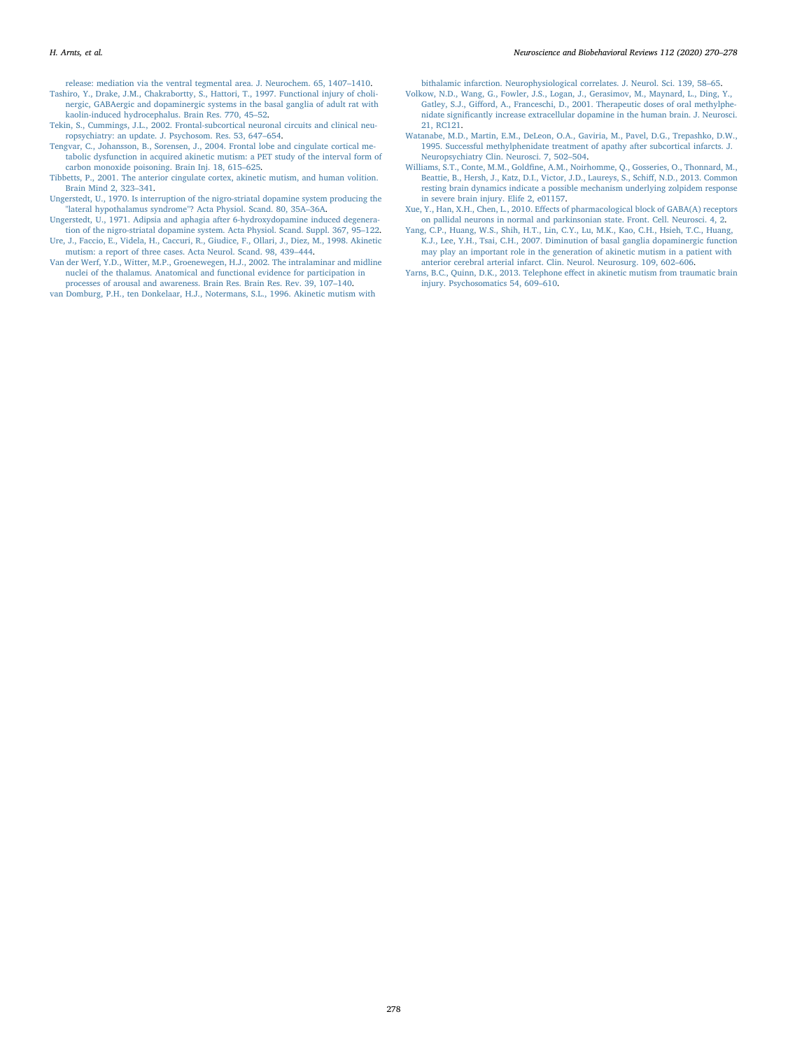release: mediation via the ventral tegmental area. J. Neurochem. 65, 1407–1410.

Tashiro, Y., Drake, J.M., Chakrabortty, S., Hattori, T., 1997. Functional injury of cholinergic, GABAergic and dopaminergic systems in the basal ganglia of adult rat with kaolin-induced hydrocephalus. Brain Res. 770, 45–52.

Tekin, S., Cummings, J.L., 2002. Frontal-subcortical neuronal circuits and clinical neuropsychiatry: an update. J. Psychosom. Res. 53, 647–654.

Tengvar, C., Johansson, B., Sorensen, J., 2004. Frontal lobe and cingulate cortical metabolic dysfunction in acquired akinetic mutism: a PET study of the interval form of carbon monoxide poisoning. Brain Inj. 18, 615–625.

Tibbetts, P., 2001. The anterior cingulate cortex, akinetic mutism, and human volition. Brain Mind 2, 323–341.

Ungerstedt, U., 1970. Is interruption of the nigro-striatal dopamine system producing the "lateral hypothalamus syndrome"? Acta Physiol. Scand. 80, 35A–36A.

Ungerstedt, U., 1971. Adipsia and aphagia after 6-hydroxydopamine induced degeneration of the nigro-striatal dopamine system. Acta Physiol. Scand. Suppl. 367, 95–122.

Ure, J., Faccio, E., Videla, H., Caccuri, R., Giudice, F., Ollari, J., Diez, M., 1998. Akinetic mutism: a report of three cases. Acta Neurol. Scand. 98, 439–444.

Van der Werf, Y.D., Witter, M.P., Groenewegen, H.J., 2002. The intralaminar and midline nuclei of the thalamus. Anatomical and functional evidence for participation in processes of arousal and awareness. Brain Res. Brain Res. Rev. 39, 107–140.

van Domburg, P.H., ten Donkelaar, H.J., Notermans, S.L., 1996. Akinetic mutism with bithalamic infarction. Neurophysiological correlates. J. Neurol. Sci. 139, 58–65.

Volkow, N.D., Wang, G., Fowler, J.S., Logan, J., Gerasimov, M., Maynard, L., Ding, Y., Gatley, S.J., Gifford, A., Franceschi, D., 2001. Therapeutic doses of oral methylphenidate significantly increase extracellular dopamine in the human brain. J. Neurosci. 21, RC121.

Watanabe, M.D., Martin, E.M., DeLeon, O.A., Gaviria, M., Pavel, D.G., Trepashko, D.W., 1995. Successful methylphenidate treatment of apathy after subcortical infarcts. J. Neuropsychiatry Clin. Neurosci. 7, 502–504.

Williams, S.T., Conte, M.M., Goldfine, A.M., Noirhomme, Q., Gosseries, O., Thonnard, M., Beattie, B., Hersh, J., Katz, D.I., Victor, J.D., Laureys, S., Schiff, N.D., 2013. Common resting brain dynamics indicate a possible mechanism underlying zolpidem response in severe brain injury. Elife 2, e01157.

Xue, Y., Han, X.H., Chen, L., 2010. Effects of pharmacological block of GABA(A) receptors on pallidal neurons in normal and parkinsonian state. Front. Cell. Neurosci. 4, 2.

Yang, C.P., Huang, W.S., Shih, H.T., Lin, C.Y., Lu, M.K., Kao, C.H., Hsieh, T.C., Huang, K.J., Lee, Y.H., Tsai, C.H., 2007. Diminution of basal ganglia dopaminergic function may play an important role in the generation of akinetic mutism in a patient with anterior cerebral arterial infarct. Clin. Neurol. Neurosurg. 109, 602–606.

Yarns, B.C., Quinn, D.K., 2013. Telephone effect in akinetic mutism from traumatic brain injury. Psychosomatics 54, 609–610.